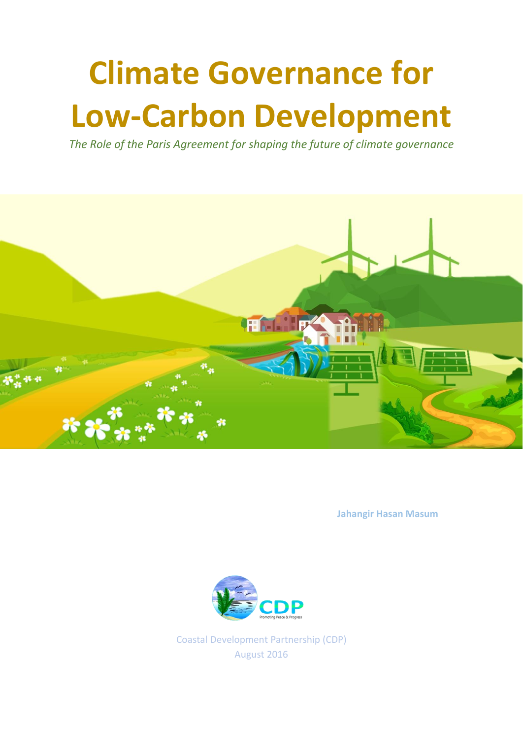# Climate Governance for Low-Carbon Development

*The Role of the Paris Agreement for shaping the future of climate governance*

**Jahangir Hasan Masum**

CDP

Promoting Peace & Progress

Coastal Development Partnership (CDP)

August 2016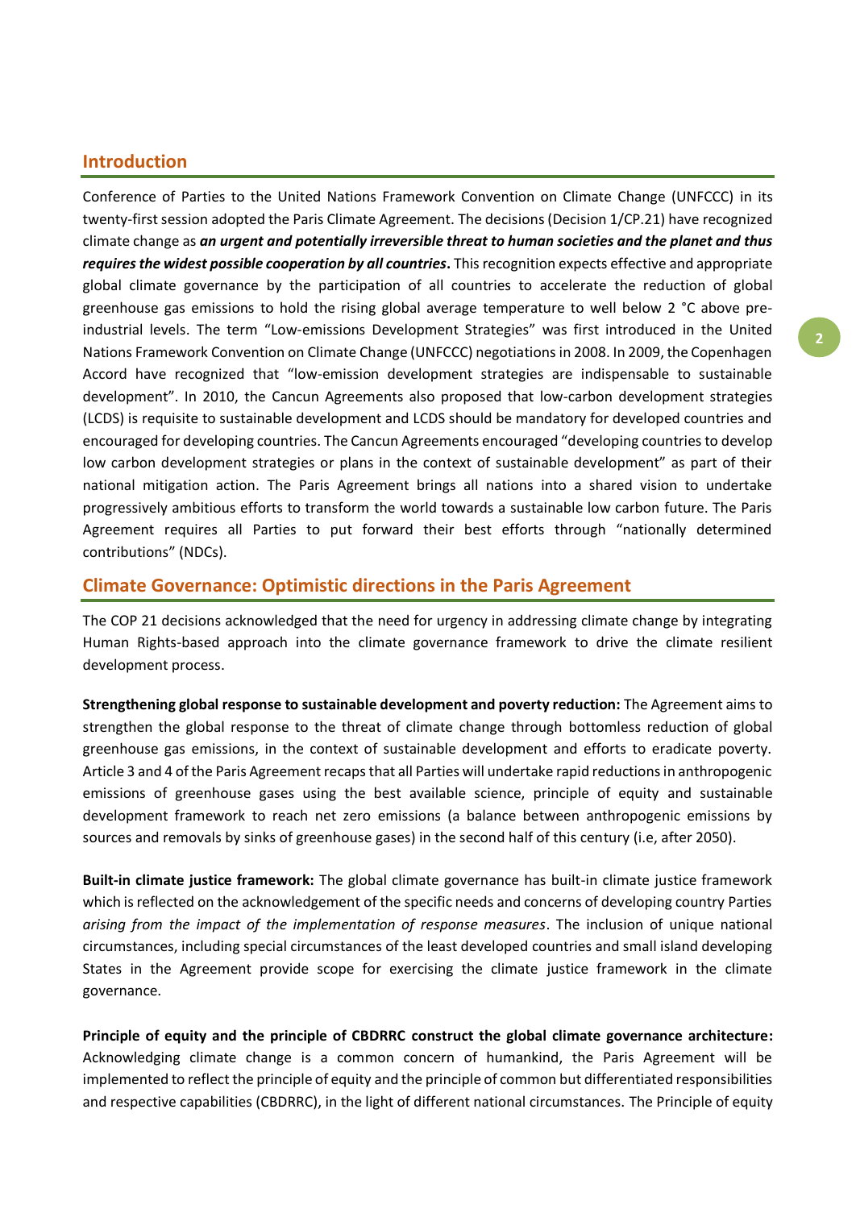## Introduction

Conference of Parties to the United Nations Framework Convention on Climate Change (UNFCCC) in its twenty-first session adopted the Paris Climate Agreement. The decisions (Decision 1/CP.21) have recognized climate change as ***an urgent and potentially irreversible threat to human societies and the planet and thus requires the widest possible cooperation by all countries*****.** This recognition expects effective and appropriate global climate governance by the participation of all countries to accelerate the reduction of global greenhouse gas emissions to hold the rising global average temperature to well below 2 °C above pre-industrial levels. The term "Low-emissions Development Strategies" was first introduced in the United Nations Framework Convention on Climate Change (UNFCCC) negotiations in 2008. In 2009, the Copenhagen Accord have recognized that "low-emission development strategies are indispensable to sustainable development". In 2010, the Cancun Agreements also proposed that low-carbon development strategies (LCDS) is requisite to sustainable development and LCDS should be mandatory for developed countries and encouraged for developing countries. The Cancun Agreements encouraged "developing countries to develop low carbon development strategies or plans in the context of sustainable development" as part of their national mitigation action. The Paris Agreement brings all nations into a shared vision to undertake progressively ambitious efforts to transform the world towards a sustainable low carbon future. The Paris Agreement requires all Parties to put forward their best efforts through "nationally determined contributions" (NDCs).

## Climate Governance: Optimistic directions in the Paris Agreement

The COP 21 decisions acknowledged that the need for urgency in addressing climate change by integrating Human Rights-based approach into the climate governance framework to drive the climate resilient development process.

**Strengthening global response to sustainable development and poverty reduction:** The Agreement aims to strengthen the global response to the threat of climate change through bottomless reduction of global greenhouse gas emissions, in the context of sustainable development and efforts to eradicate poverty. Article 3 and 4 of the Paris Agreement recaps that all Parties will undertake rapid reductions in anthropogenic emissions of greenhouse gases using the best available science, principle of equity and sustainable development framework to reach net zero emissions (a balance between anthropogenic emissions by sources and removals by sinks of greenhouse gases) in the second half of this century (i.e, after 2050).

**Built-in climate justice framework:** The global climate governance has built-in climate justice framework which is reflected on the acknowledgement of the specific needs and concerns of developing country Parties *arising from the impact of the implementation of response measures*. The inclusion of unique national circumstances, including special circumstances of the least developed countries and small island developing States in the Agreement provide scope for exercising the climate justice framework in the climate governance.

**Principle of equity and the principle of CBDRRC construct the global climate governance architecture:** Acknowledging climate change is a common concern of humankind, the Paris Agreement will be implemented to reflect the principle of equity and the principle of common but differentiated responsibilities and respective capabilities (CBDRRC), in the light of different national circumstances. The Principle of equity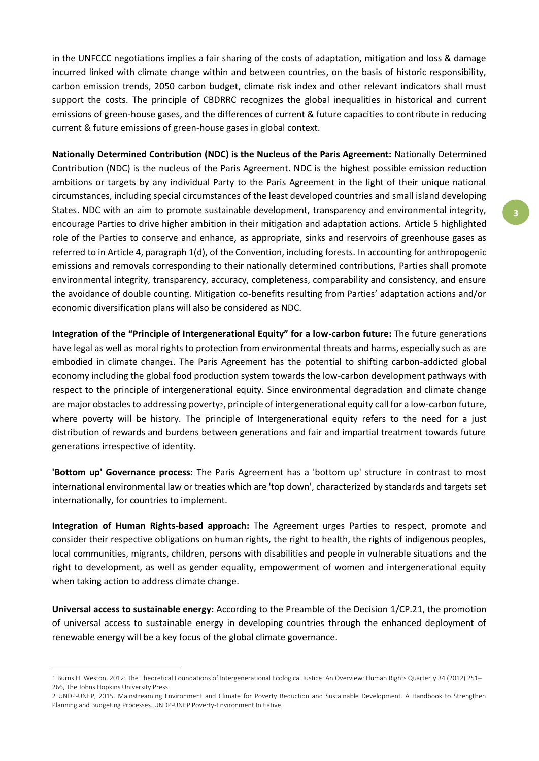in the UNFCCC negotiations implies a fair sharing of the costs of adaptation, mitigation and loss & damage incurred linked with climate change within and between countries, on the basis of historic responsibility, carbon emission trends, 2050 carbon budget, climate risk index and other relevant indicators shall must support the costs. The principle of CBDRRC recognizes the global inequalities in historical and current emissions of green-house gases, and the differences of current & future capacities to contribute in reducing current & future emissions of green-house gases in global context.

**Nationally Determined Contribution (NDC) is the Nucleus of the Paris Agreement:** Nationally Determined Contribution (NDC) is the nucleus of the Paris Agreement. NDC is the highest possible emission reduction ambitions or targets by any individual Party to the Paris Agreement in the light of their unique national circumstances, including special circumstances of the least developed countries and small island developing States. NDC with an aim to promote sustainable development, transparency and environmental integrity, encourage Parties to drive higher ambition in their mitigation and adaptation actions. Article 5 highlighted role of the Parties to conserve and enhance, as appropriate, sinks and reservoirs of greenhouse gases as referred to in Article 4, paragraph 1(d), of the Convention, including forests. In accounting for anthropogenic emissions and removals corresponding to their nationally determined contributions, Parties shall promote environmental integrity, transparency, accuracy, completeness, comparability and consistency, and ensure the avoidance of double counting. Mitigation co-benefits resulting from Parties' adaptation actions and/or economic diversification plans will also be considered as NDC.

**Integration of the "Principle of Intergenerational Equity" for a low-carbon future:** The future generations have legal as well as moral rights to protection from environmental threats and harms, especially such as are embodied in climate change[1]. The Paris Agreement has the potential to shifting carbon-addicted global economy including the global food production system towards the low-carbon development pathways with respect to the principle of intergenerational equity. Since environmental degradation and climate change are major obstacles to addressing poverty[2], principle of intergenerational equity call for a low-carbon future, where poverty will be history. The principle of Intergenerational equity refers to the need for a just distribution of rewards and burdens between generations and fair and impartial treatment towards future generations irrespective of identity.

**'Bottom up' Governance process:** The Paris Agreement has a 'bottom up' structure in contrast to most international environmental law or treaties which are 'top down', characterized by standards and targets set internationally, for countries to implement.

**Integration of Human Rights-based approach:** The Agreement urges Parties to respect, promote and consider their respective obligations on human rights, the right to health, the rights of indigenous peoples, local communities, migrants, children, persons with disabilities and people in vulnerable situations and the right to development, as well as gender equality, empowerment of women and intergenerational equity when taking action to address climate change.

**Universal access to sustainable energy:** According to the Preamble of the Decision 1/CP.21, the promotion of universal access to sustainable energy in developing countries through the enhanced deployment of renewable energy will be a key focus of the global climate governance.

---

1 Burns H. Weston, 2012: The Theoretical Foundations of Intergenerational Ecological Justice: An Overview; Human Rights Quarterly 34 (2012) 251–266, The Johns Hopkins University Press

2 UNDP-UNEP, 2015. Mainstreaming Environment and Climate for Poverty Reduction and Sustainable Development. A Handbook to Strengthen Planning and Budgeting Processes. UNDP-UNEP Poverty-Environment Initiative.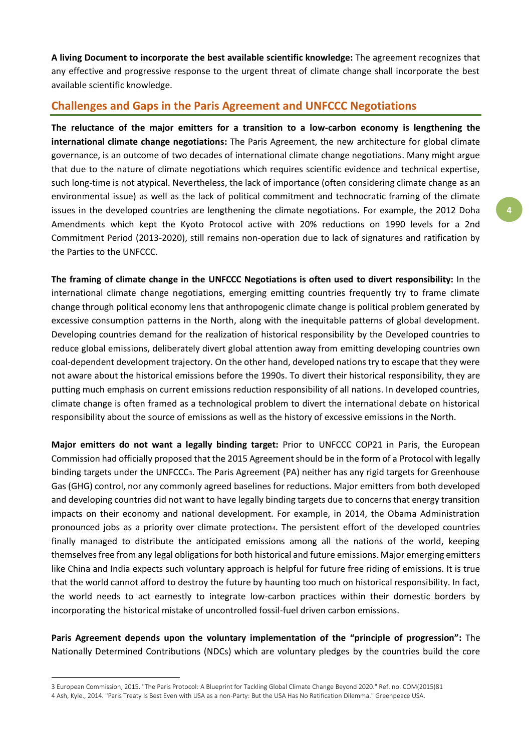**A living Document to incorporate the best available scientific knowledge:** The agreement recognizes that any effective and progressive response to the urgent threat of climate change shall incorporate the best available scientific knowledge.

## Challenges and Gaps in the Paris Agreement and UNFCCC Negotiations

**The reluctance of the major emitters for a transition to a low-carbon economy is lengthening the international climate change negotiations:** The Paris Agreement, the new architecture for global climate governance, is an outcome of two decades of international climate change negotiations. Many might argue that due to the nature of climate negotiations which requires scientific evidence and technical expertise, such long-time is not atypical. Nevertheless, the lack of importance (often considering climate change as an environmental issue) as well as the lack of political commitment and technocratic framing of the climate issues in the developed countries are lengthening the climate negotiations. For example, the 2012 Doha Amendments which kept the Kyoto Protocol active with 20% reductions on 1990 levels for a 2nd Commitment Period (2013-2020), still remains non-operation due to lack of signatures and ratification by the Parties to the UNFCCC.

**The framing of climate change in the UNFCCC Negotiations is often used to divert responsibility:** In the international climate change negotiations, emerging emitting countries frequently try to frame climate change through political economy lens that anthropogenic climate change is political problem generated by excessive consumption patterns in the North, along with the inequitable patterns of global development. Developing countries demand for the realization of historical responsibility by the Developed countries to reduce global emissions, deliberately divert global attention away from emitting developing countries own coal-dependent development trajectory. On the other hand, developed nations try to escape that they were not aware about the historical emissions before the 1990s. To divert their historical responsibility, they are putting much emphasis on current emissions reduction responsibility of all nations. In developed countries, climate change is often framed as a technological problem to divert the international debate on historical responsibility about the source of emissions as well as the history of excessive emissions in the North.

**Major emitters do not want a legally binding target:** Prior to UNFCCC COP21 in Paris, the European Commission had officially proposed that the 2015 Agreement should be in the form of a Protocol with legally binding targets under the UNFCCC[3]. The Paris Agreement (PA) neither has any rigid targets for Greenhouse Gas (GHG) control, nor any commonly agreed baselines for reductions. Major emitters from both developed and developing countries did not want to have legally binding targets due to concerns that energy transition impacts on their economy and national development. For example, in 2014, the Obama Administration pronounced jobs as a priority over climate protection[4]. The persistent effort of the developed countries finally managed to distribute the anticipated emissions among all the nations of the world, keeping themselves free from any legal obligations for both historical and future emissions. Major emerging emitters like China and India expects such voluntary approach is helpful for future free riding of emissions. It is true that the world cannot afford to destroy the future by haunting too much on historical responsibility. In fact, the world needs to act earnestly to integrate low-carbon practices within their domestic borders by incorporating the historical mistake of uncontrolled fossil-fuel driven carbon emissions.

**Paris Agreement depends upon the voluntary implementation of the "principle of progression":** The Nationally Determined Contributions (NDCs) which are voluntary pledges by the countries build the core

---

3 European Commission, 2015. "The Paris Protocol: A Blueprint for Tackling Global Climate Change Beyond 2020." Ref. no. COM(2015)81

4 Ash, Kyle., 2014. "Paris Treaty Is Best Even with USA as a non-Party: But the USA Has No Ratification Dilemma." Greenpeace USA.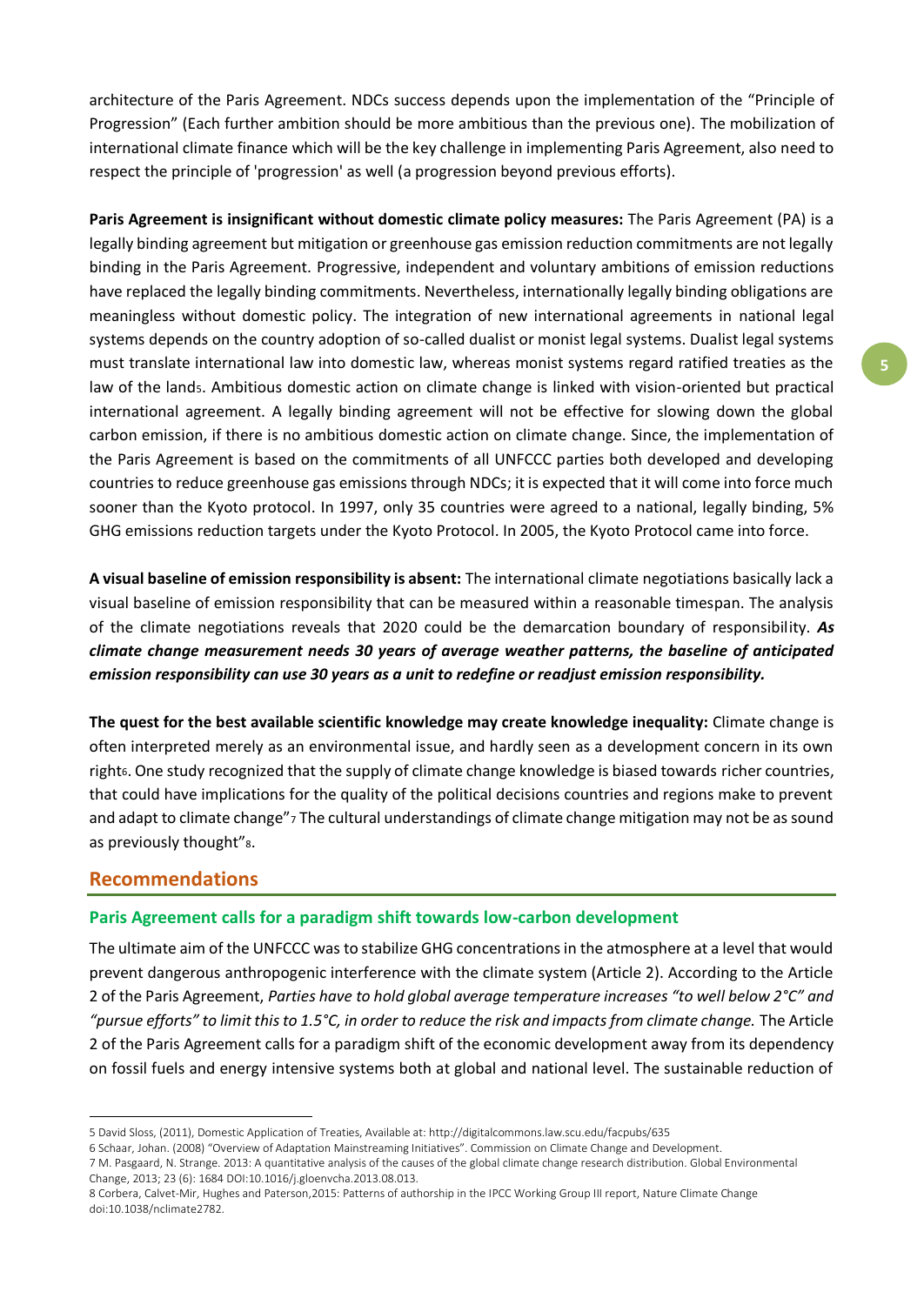architecture of the Paris Agreement. NDCs success depends upon the implementation of the "Principle of Progression" (Each further ambition should be more ambitious than the previous one). The mobilization of international climate finance which will be the key challenge in implementing Paris Agreement, also need to respect the principle of 'progression' as well (a progression beyond previous efforts).

**Paris Agreement is insignificant without domestic climate policy measures:** The Paris Agreement (PA) is a legally binding agreement but mitigation or greenhouse gas emission reduction commitments are not legally binding in the Paris Agreement. Progressive, independent and voluntary ambitions of emission reductions have replaced the legally binding commitments. Nevertheless, internationally legally binding obligations are meaningless without domestic policy. The integration of new international agreements in national legal systems depends on the country adoption of so-called dualist or monist legal systems. Dualist legal systems must translate international law into domestic law, whereas monist systems regard ratified treaties as the law of the land[5]. Ambitious domestic action on climate change is linked with vision-oriented but practical international agreement. A legally binding agreement will not be effective for slowing down the global carbon emission, if there is no ambitious domestic action on climate change. Since, the implementation of the Paris Agreement is based on the commitments of all UNFCCC parties both developed and developing countries to reduce greenhouse gas emissions through NDCs; it is expected that it will come into force much sooner than the Kyoto protocol. In 1997, only 35 countries were agreed to a national, legally binding, 5% GHG emissions reduction targets under the Kyoto Protocol. In 2005, the Kyoto Protocol came into force.

**A visual baseline of emission responsibility is absent:** The international climate negotiations basically lack a visual baseline of emission responsibility that can be measured within a reasonable timespan. The analysis of the climate negotiations reveals that 2020 could be the demarcation boundary of responsibility. ***As climate change measurement needs 30 years of average weather patterns, the baseline of anticipated emission responsibility can use 30 years as a unit to redefine or readjust emission responsibility.***

**The quest for the best available scientific knowledge may create knowledge inequality:** Climate change is often interpreted merely as an environmental issue, and hardly seen as a development concern in its own right[6]. One study recognized that the supply of climate change knowledge is biased towards richer countries, that could have implications for the quality of the political decisions countries and regions make to prevent and adapt to climate change"[7] The cultural understandings of climate change mitigation may not be as sound as previously thought"[8].

## Recommendations

### Paris Agreement calls for a paradigm shift towards low-carbon development

The ultimate aim of the UNFCCC was to stabilize GHG concentrations in the atmosphere at a level that would prevent dangerous anthropogenic interference with the climate system (Article 2). According to the Article 2 of the Paris Agreement, *Parties have to hold global average temperature increases "to well below 2°C" and "pursue efforts" to limit this to 1.5°C, in order to reduce the risk and impacts from climate change.* The Article 2 of the Paris Agreement calls for a paradigm shift of the economic development away from its dependency on fossil fuels and energy intensive systems both at global and national level. The sustainable reduction of

---

5 David Sloss, (2011), Domestic Application of Treaties, Available at: http://digitalcommons.law.scu.edu/facpubs/635

6 Schaar, Johan. (2008) "Overview of Adaptation Mainstreaming Initiatives". Commission on Climate Change and Development.

7 M. Pasgaard, N. Strange. 2013: A quantitative analysis of the causes of the global climate change research distribution. Global Environmental Change, 2013; 23 (6): 1684 DOI:10.1016/j.gloenvcha.2013.08.013.

8 Corbera, Calvet-Mir, Hughes and Paterson,2015: Patterns of authorship in the IPCC Working Group III report, Nature Climate Change doi:10.1038/nclimate2782.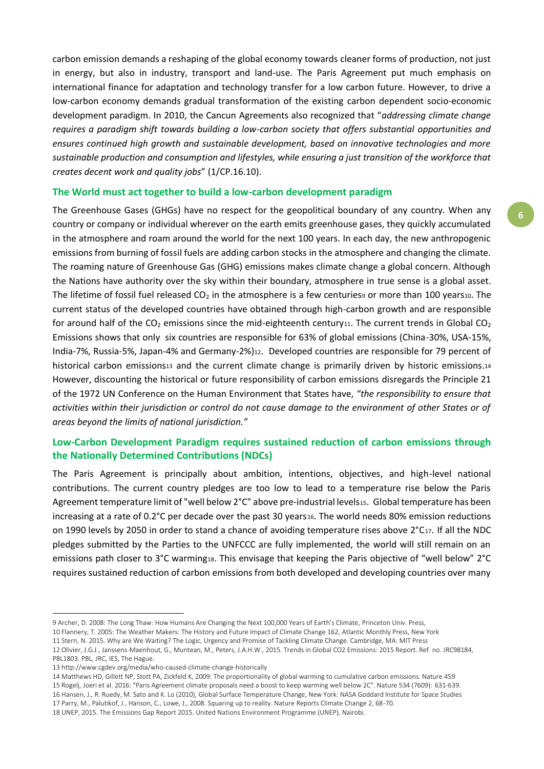carbon emission demands a reshaping of the global economy towards cleaner forms of production, not just in energy, but also in industry, transport and land-use. The Paris Agreement put much emphasis on international finance for adaptation and technology transfer for a low carbon future. However, to drive a low-carbon economy demands gradual transformation of the existing carbon dependent socio-economic development paradigm. In 2010, the Cancun Agreements also recognized that "*addressing climate change requires a paradigm shift towards building a low-carbon society that offers substantial opportunities and ensures continued high growth and sustainable development, based on innovative technologies and more sustainable production and consumption and lifestyles, while ensuring a just transition of the workforce that creates decent work and quality jobs*" (1/CP.16.10).

### The World must act together to build a low-carbon development paradigm

The Greenhouse Gases (GHGs) have no respect for the geopolitical boundary of any country. When any country or company or individual wherever on the earth emits greenhouse gases, they quickly accumulated in the atmosphere and roam around the world for the next 100 years. In each day, the new anthropogenic emissions from burning of fossil fuels are adding carbon stocks in the atmosphere and changing the climate. The roaming nature of Greenhouse Gas (GHG) emissions makes climate change a global concern. Although the Nations have authority over the sky within their boundary, atmosphere in true sense is a global asset. The lifetime of fossil fuel released $CO_2$ in the atmosphere is a few centuries[9] or more than 100 years[10]. The current status of the developed countries have obtained through high-carbon growth and are responsible for around half of the $CO_2$ emissions since the mid-eighteenth century[11]. The current trends in Global $CO_2$ Emissions shows that only six countries are responsible for 63% of global emissions (China-30%, USA-15%, India-7%, Russia-5%, Japan-4% and Germany-2%)[12]. Developed countries are responsible for 79 percent of historical carbon emissions[13] and the current climate change is primarily driven by historic emissions.[14] However, discounting the historical or future responsibility of carbon emissions disregards the Principle 21 of the 1972 UN Conference on the Human Environment that States have, *"the responsibility to ensure that activities within their jurisdiction or control do not cause damage to the environment of other States or of areas beyond the limits of national jurisdiction."*

### Low-Carbon Development Paradigm requires sustained reduction of carbon emissions through the Nationally Determined Contributions (NDCs)

The Paris Agreement is principally about ambition, intentions, objectives, and high-level national contributions. The current country pledges are too low to lead to a temperature rise below the Paris Agreement temperature limit of "well below 2°C" above pre-industrial levels[15]. Global temperature has been increasing at a rate of 0.2°C per decade over the past 30 years[16]. The world needs 80% emission reductions on 1990 levels by 2050 in order to stand a chance of avoiding temperature rises above 2°C[17]. If all the NDC pledges submitted by the Parties to the UNFCCC are fully implemented, the world will still remain on an emissions path closer to 3°C warming[18]. This envisage that keeping the Paris objective of "well below" 2°C requires sustained reduction of carbon emissions from both developed and developing countries over many

---

9 Archer, D. 2008: The Long Thaw: How Humans Are Changing the Next 100,000 Years of Earth's Climate, Princeton Univ. Press,

10 Flannery, T. 2005: The Weather Makers: The History and Future Impact of Climate Change 162, Atlantic Monthly Press, New York

11 Stern, N. 2015. Why are We Waiting? The Logic, Urgency and Promise of Tackling Climate Change. Cambridge, MA: MIT Press

12 Olivier, J.G.J., Janssens-Maenhout, G., Muntean, M., Peters, J.A.H.W., 2015. Trends in Global CO2 Emissions: 2015 Report. Ref. no. JRC98184, PBL1803. PBL, JRC, IES, The Hague.

13 http://www.cgdev.org/media/who-caused-climate-change-historically

14 Matthews HD, Gillett NP, Stott PA, Zickfeld K, 2009: The proportionality of global warming to cumulative carbon emissions. Nature 459

15 Rogelj, Joeri et al. 2016: "Paris Agreement climate proposals need a boost to keep warming well below 2C". Nature 534 (7609): 631-639.

16 Hansen, J., R. Ruedy, M. Sato and K. Lo (2010), Global Surface Temperature Change, New York: NASA Goddard Institute for Space Studies

17 Parry, M., Palutikof, J., Hanson, C., Lowe, J., 2008. Squaring up to reality. Nature Reports Climate Change 2, 68-70.

18 UNEP, 2015. The Emissions Gap Report 2015. United Nations Environment Programme (UNEP), Nairobi.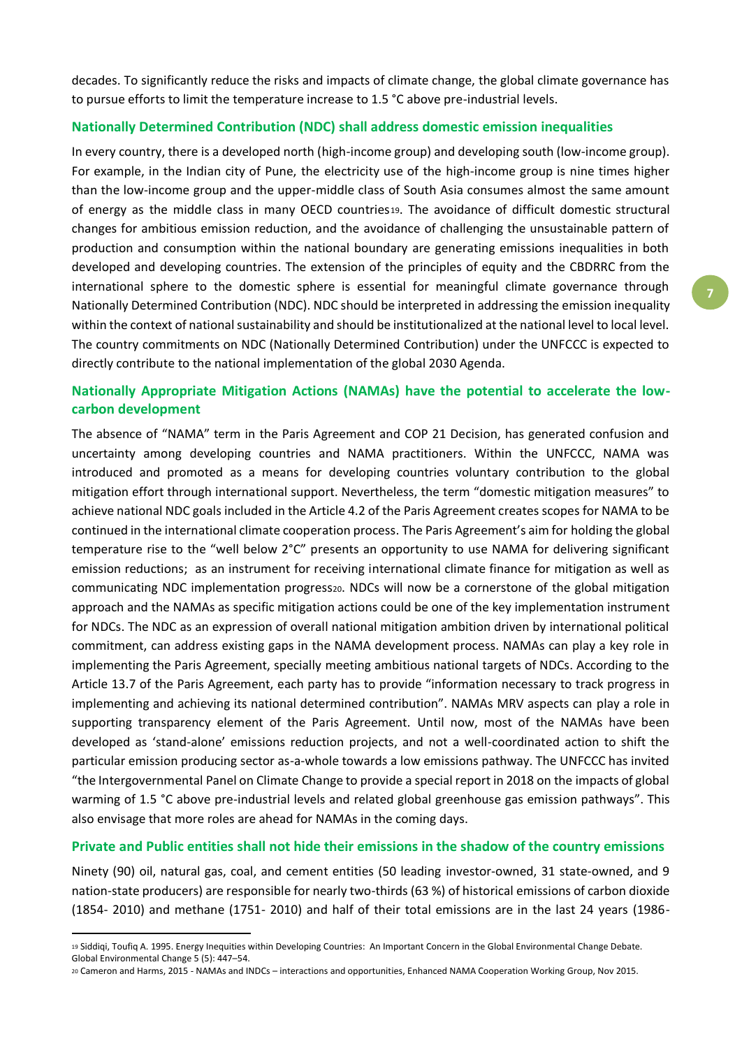decades. To significantly reduce the risks and impacts of climate change, the global climate governance has to pursue efforts to limit the temperature increase to 1.5 °C above pre-industrial levels.

### Nationally Determined Contribution (NDC) shall address domestic emission inequalities

In every country, there is a developed north (high-income group) and developing south (low-income group). For example, in the Indian city of Pune, the electricity use of the high-income group is nine times higher than the low-income group and the upper-middle class of South Asia consumes almost the same amount of energy as the middle class in many OECD countries[19]. The avoidance of difficult domestic structural changes for ambitious emission reduction, and the avoidance of challenging the unsustainable pattern of production and consumption within the national boundary are generating emissions inequalities in both developed and developing countries. The extension of the principles of equity and the CBDRRC from the international sphere to the domestic sphere is essential for meaningful climate governance through Nationally Determined Contribution (NDC). NDC should be interpreted in addressing the emission inequality within the context of national sustainability and should be institutionalized at the national level to local level. The country commitments on NDC (Nationally Determined Contribution) under the UNFCCC is expected to directly contribute to the national implementation of the global 2030 Agenda.

### Nationally Appropriate Mitigation Actions (NAMAs) have the potential to accelerate the low-carbon development

The absence of "NAMA" term in the Paris Agreement and COP 21 Decision, has generated confusion and uncertainty among developing countries and NAMA practitioners. Within the UNFCCC, NAMA was introduced and promoted as a means for developing countries voluntary contribution to the global mitigation effort through international support. Nevertheless, the term "domestic mitigation measures" to achieve national NDC goals included in the Article 4.2 of the Paris Agreement creates scopes for NAMA to be continued in the international climate cooperation process. The Paris Agreement's aim for holding the global temperature rise to the "well below 2°C" presents an opportunity to use NAMA for delivering significant emission reductions; as an instrument for receiving international climate finance for mitigation as well as communicating NDC implementation progress[20]. NDCs will now be a cornerstone of the global mitigation approach and the NAMAs as specific mitigation actions could be one of the key implementation instrument for NDCs. The NDC as an expression of overall national mitigation ambition driven by international political commitment, can address existing gaps in the NAMA development process. NAMAs can play a key role in implementing the Paris Agreement, specially meeting ambitious national targets of NDCs. According to the Article 13.7 of the Paris Agreement, each party has to provide "information necessary to track progress in implementing and achieving its national determined contribution". NAMAs MRV aspects can play a role in supporting transparency element of the Paris Agreement. Until now, most of the NAMAs have been developed as 'stand-alone' emissions reduction projects, and not a well-coordinated action to shift the particular emission producing sector as-a-whole towards a low emissions pathway. The UNFCCC has invited "the Intergovernmental Panel on Climate Change to provide a special report in 2018 on the impacts of global warming of 1.5 °C above pre-industrial levels and related global greenhouse gas emission pathways". This also envisage that more roles are ahead for NAMAs in the coming days.

### Private and Public entities shall not hide their emissions in the shadow of the country emissions

Ninety (90) oil, natural gas, coal, and cement entities (50 leading investor-owned, 31 state-owned, and 9 nation-state producers) are responsible for nearly two-thirds (63 %) of historical emissions of carbon dioxide (1854- 2010) and methane (1751- 2010) and half of their total emissions are in the last 24 years (1986-

---

[19] Siddiqi, Toufiq A. 1995. Energy Inequities within Developing Countries: An Important Concern in the Global Environmental Change Debate. Global Environmental Change 5 (5): 447–54.

[20] Cameron and Harms, 2015 - NAMAs and INDCs – interactions and opportunities, Enhanced NAMA Cooperation Working Group, Nov 2015.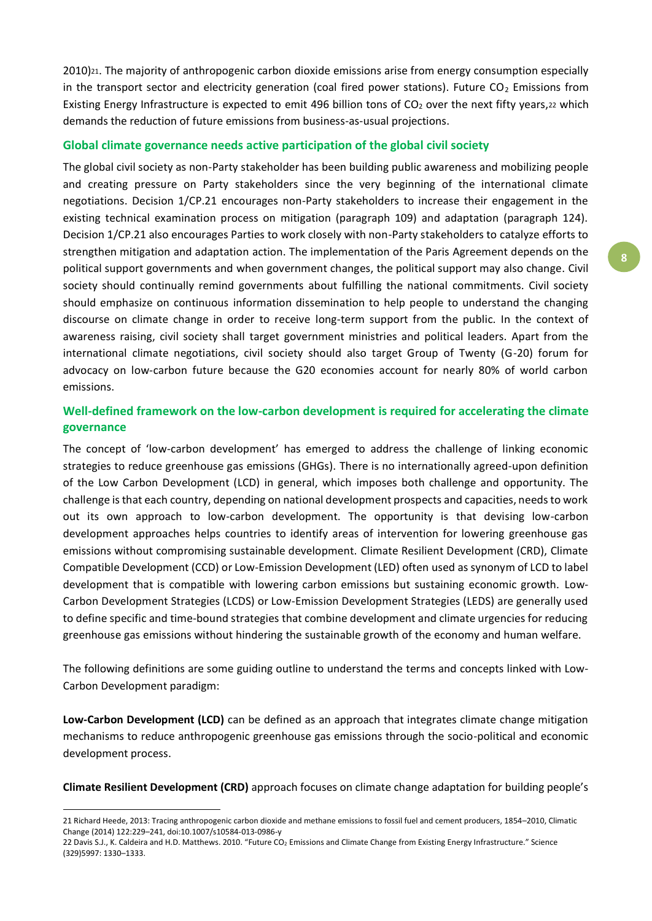2010)[21]. The majority of anthropogenic carbon dioxide emissions arise from energy consumption especially in the transport sector and electricity generation (coal fired power stations). Future $CO_2$ Emissions from Existing Energy Infrastructure is expected to emit 496 billion tons of $CO_2$ over the next fifty years,[22] which demands the reduction of future emissions from business-as-usual projections.

## Global climate governance needs active participation of the global civil society

The global civil society as non-Party stakeholder has been building public awareness and mobilizing people and creating pressure on Party stakeholders since the very beginning of the international climate negotiations. Decision 1/CP.21 encourages non-Party stakeholders to increase their engagement in the existing technical examination process on mitigation (paragraph 109) and adaptation (paragraph 124). Decision 1/CP.21 also encourages Parties to work closely with non-Party stakeholders to catalyze efforts to strengthen mitigation and adaptation action. The implementation of the Paris Agreement depends on the political support governments and when government changes, the political support may also change. Civil society should continually remind governments about fulfilling the national commitments. Civil society should emphasize on continuous information dissemination to help people to understand the changing discourse on climate change in order to receive long-term support from the public. In the context of awareness raising, civil society shall target government ministries and political leaders. Apart from the international climate negotiations, civil society should also target Group of Twenty (G-20) forum for advocacy on low-carbon future because the G20 economies account for nearly 80% of world carbon emissions.

## Well-defined framework on the low-carbon development is required for accelerating the climate governance

The concept of 'low-carbon development' has emerged to address the challenge of linking economic strategies to reduce greenhouse gas emissions (GHGs). There is no internationally agreed-upon definition of the Low Carbon Development (LCD) in general, which imposes both challenge and opportunity. The challenge is that each country, depending on national development prospects and capacities, needs to work out its own approach to low-carbon development. The opportunity is that devising low-carbon development approaches helps countries to identify areas of intervention for lowering greenhouse gas emissions without compromising sustainable development. Climate Resilient Development (CRD), Climate Compatible Development (CCD) or Low-Emission Development (LED) often used as synonym of LCD to label development that is compatible with lowering carbon emissions but sustaining economic growth. Low-Carbon Development Strategies (LCDS) or Low-Emission Development Strategies (LEDS) are generally used to define specific and time-bound strategies that combine development and climate urgencies for reducing greenhouse gas emissions without hindering the sustainable growth of the economy and human welfare.

The following definitions are some guiding outline to understand the terms and concepts linked with Low-Carbon Development paradigm:

**Low-Carbon Development (LCD)** can be defined as an approach that integrates climate change mitigation mechanisms to reduce anthropogenic greenhouse gas emissions through the socio-political and economic development process.

**Climate Resilient Development (CRD)** approach focuses on climate change adaptation for building people's

---

[21] Richard Heede, 2013: Tracing anthropogenic carbon dioxide and methane emissions to fossil fuel and cement producers, 1854–2010, Climatic Change (2014) 122:229–241, doi:10.1007/s10584-013-0986-y

[22] Davis S.J., K. Caldeira and H.D. Matthews. 2010. "Future $CO_2$ Emissions and Climate Change from Existing Energy Infrastructure." Science (329)5997: 1330–1333.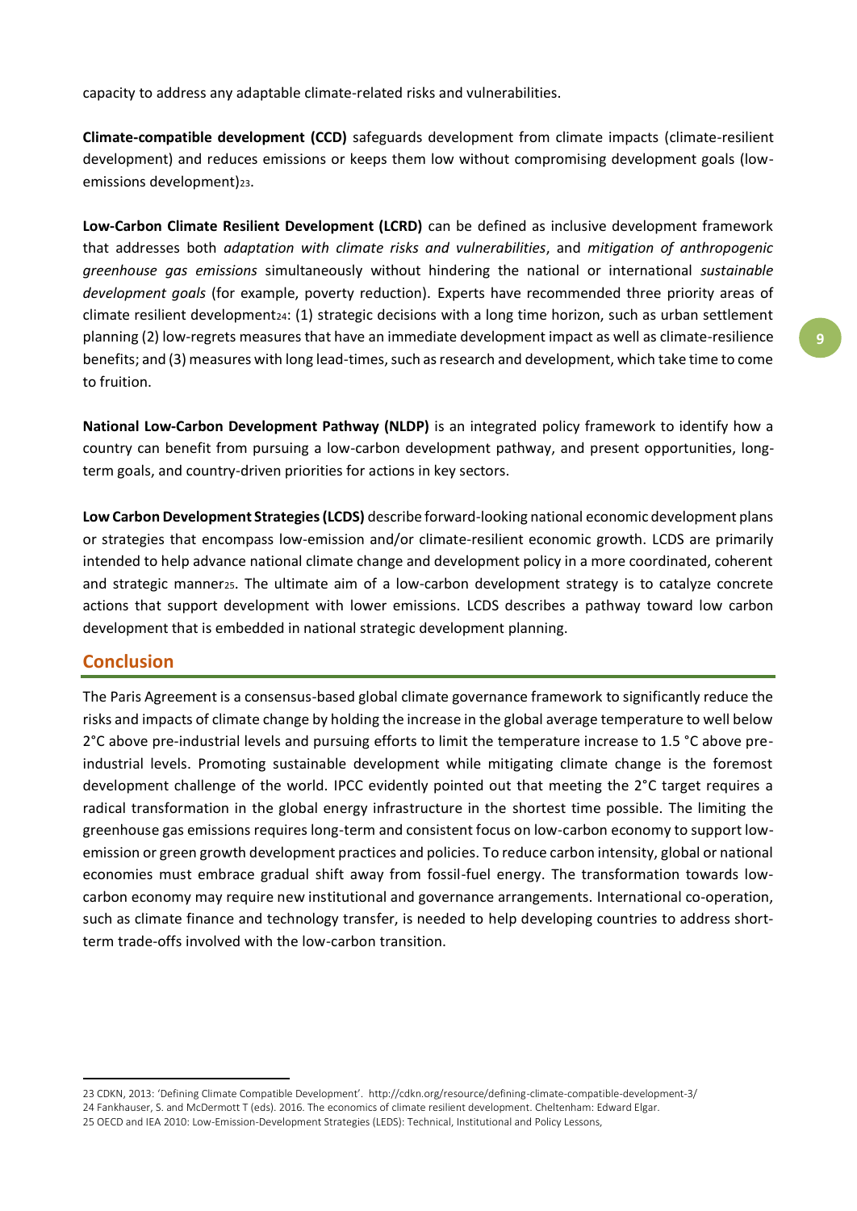capacity to address any adaptable climate-related risks and vulnerabilities.

**Climate-compatible development (CCD)** safeguards development from climate impacts (climate-resilient development) and reduces emissions or keeps them low without compromising development goals (low-emissions development)[23].

**Low-Carbon Climate Resilient Development (LCRD)** can be defined as inclusive development framework that addresses both *adaptation with climate risks and vulnerabilities*, and *mitigation of anthropogenic greenhouse gas emissions* simultaneously without hindering the national or international *sustainable development goals* (for example, poverty reduction). Experts have recommended three priority areas of climate resilient development[24]: (1) strategic decisions with a long time horizon, such as urban settlement planning (2) low-regrets measures that have an immediate development impact as well as climate-resilience benefits; and (3) measures with long lead-times, such as research and development, which take time to come to fruition.

**National Low-Carbon Development Pathway (NLDP)** is an integrated policy framework to identify how a country can benefit from pursuing a low-carbon development pathway, and present opportunities, long-term goals, and country-driven priorities for actions in key sectors.

**Low Carbon Development Strategies (LCDS)** describe forward-looking national economic development plans or strategies that encompass low-emission and/or climate-resilient economic growth. LCDS are primarily intended to help advance national climate change and development policy in a more coordinated, coherent and strategic manner[25]. The ultimate aim of a low-carbon development strategy is to catalyze concrete actions that support development with lower emissions. LCDS describes a pathway toward low carbon development that is embedded in national strategic development planning.

## Conclusion

The Paris Agreement is a consensus-based global climate governance framework to significantly reduce the risks and impacts of climate change by holding the increase in the global average temperature to well below 2°C above pre-industrial levels and pursuing efforts to limit the temperature increase to 1.5 °C above pre-industrial levels. Promoting sustainable development while mitigating climate change is the foremost development challenge of the world. IPCC evidently pointed out that meeting the 2°C target requires a radical transformation in the global energy infrastructure in the shortest time possible. The limiting the greenhouse gas emissions requires long-term and consistent focus on low-carbon economy to support low-emission or green growth development practices and policies. To reduce carbon intensity, global or national economies must embrace gradual shift away from fossil-fuel energy. The transformation towards low-carbon economy may require new institutional and governance arrangements. International co-operation, such as climate finance and technology transfer, is needed to help developing countries to address short-term trade-offs involved with the low-carbon transition.

---

23 CDKN, 2013: 'Defining Climate Compatible Development'. http://cdkn.org/resource/defining-climate-compatible-development-3/

24 Fankhauser, S. and McDermott T (eds). 2016. The economics of climate resilient development. Cheltenham: Edward Elgar.

25 OECD and IEA 2010: Low-Emission-Development Strategies (LEDS): Technical, Institutional and Policy Lessons,